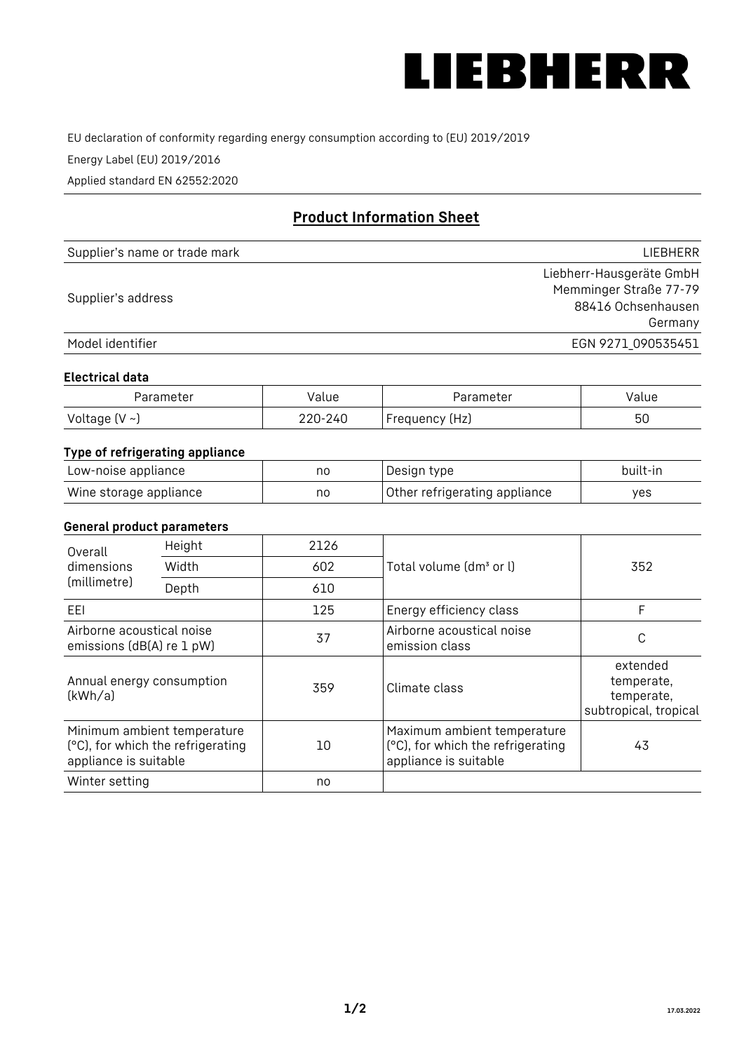# LIEBHERR

EU declaration of conformity regarding energy consumption according to (EU) 2019/2019

Energy Label (EU) 2019/2016

Applied standard EN 62552:2020

## Product Information Sheet

| | |
|---|---|
| Supplier's name or trade mark | LIEBHERR |
| Supplier's address | Liebherr-Hausgeräte GmbH<br>Memminger Straße 77-79<br>88416 Ochsenhausen<br>Germany |
| Model identifier | EGN 9271_090535451 |

### Electrical data

| Parameter | Value | Parameter | Value |
|---|---|---|---|
| Voltage (V ~) | 220-240 | Frequency (Hz) | 50 |

### Type of refrigerating appliance

| | | | |
|---|---|---|---|
| Low-noise appliance | no | Design type | built-in |
| Wine storage appliance | no | Other refrigerating appliance | yes |

### General product parameters

| | | | | |
|---|---|---|---|---|
| Overall dimensions (millimetre) | Height | 2126 | Total volume (dm³ or l) | 352 |
| | Width | 602 | | |
| | Depth | 610 | | |
| EEI | | 125 | Energy efficiency class | F |
| Airborne acoustical noise emissions (dB(A) re 1 pW) | | 37 | Airborne acoustical noise emission class | C |
| Annual energy consumption (kWh/a) | | 359 | Climate class | extended temperate, temperate, subtropical, tropical |
| Minimum ambient temperature (°C), for which the refrigerating appliance is suitable | | 10 | Maximum ambient temperature (°C), for which the refrigerating appliance is suitable | 43 |
| Winter setting | | no | | |

17.03.2022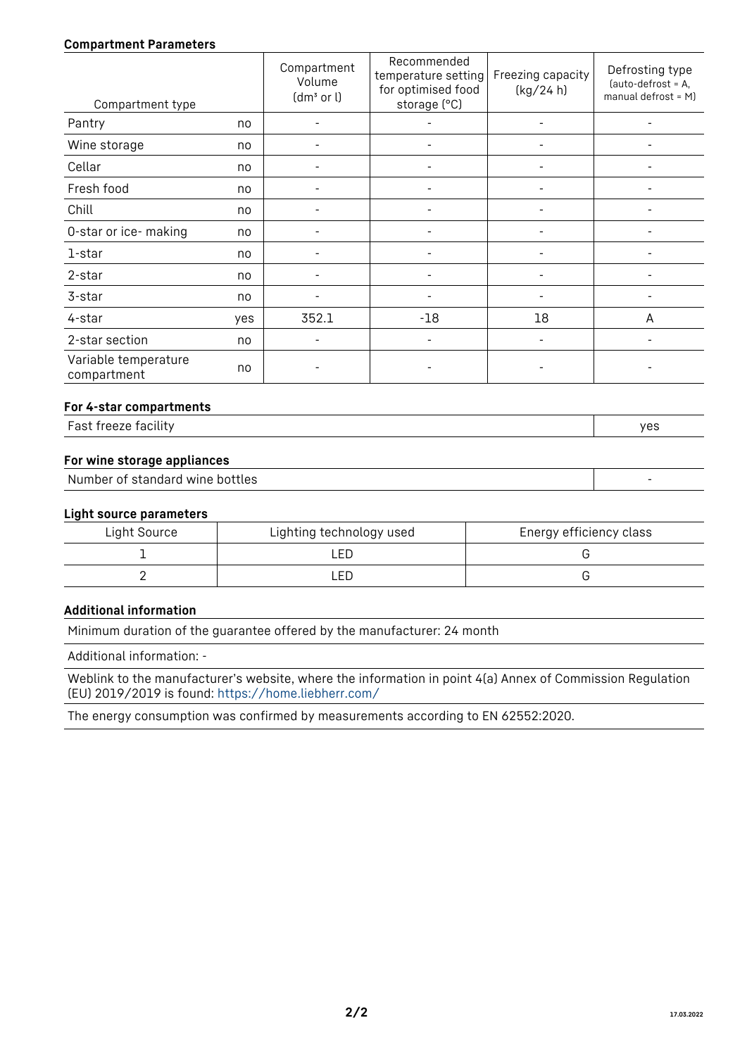**Compartment Parameters**

| Compartment type | | Compartment Volume (dm³ or l) | Recommended temperature setting for optimised food storage (°C) | Freezing capacity (kg/24 h) | Defrosting type (auto-defrost = A, manual defrost = M) |
|---|---|---|---|---|---|
| Pantry | no | - | - | - | - |
| Wine storage | no | - | - | - | - |
| Cellar | no | - | - | - | - |
| Fresh food | no | - | - | - | - |
| Chill | no | - | - | - | - |
| 0-star or ice- making | no | - | - | - | - |
| 1-star | no | - | - | - | - |
| 2-star | no | - | - | - | - |
| 3-star | no | - | - | - | - |
| 4-star | yes | 352.1 | -18 | 18 | A |
| 2-star section | no | - | - | - | - |
| Variable temperature compartment | no | - | - | - | - |

**For 4-star compartments**

| | |
|---|---|
| Fast freeze facility | yes |

**For wine storage appliances**

| | |
|---|---|
| Number of standard wine bottles | - |

**Light source parameters**

| Light Source | Lighting technology used | Energy efficiency class |
|---|---|---|
| 1 | LED | G |
| 2 | LED | G |

**Additional information**

Minimum duration of the guarantee offered by the manufacturer: 24 month

Additional information: -

Weblink to the manufacturer's website, where the information in point 4(a) Annex of Commission Regulation (EU) 2019/2019 is found: https://home.liebherr.com/

The energy consumption was confirmed by measurements according to EN 62552:2020.

17.03.2022